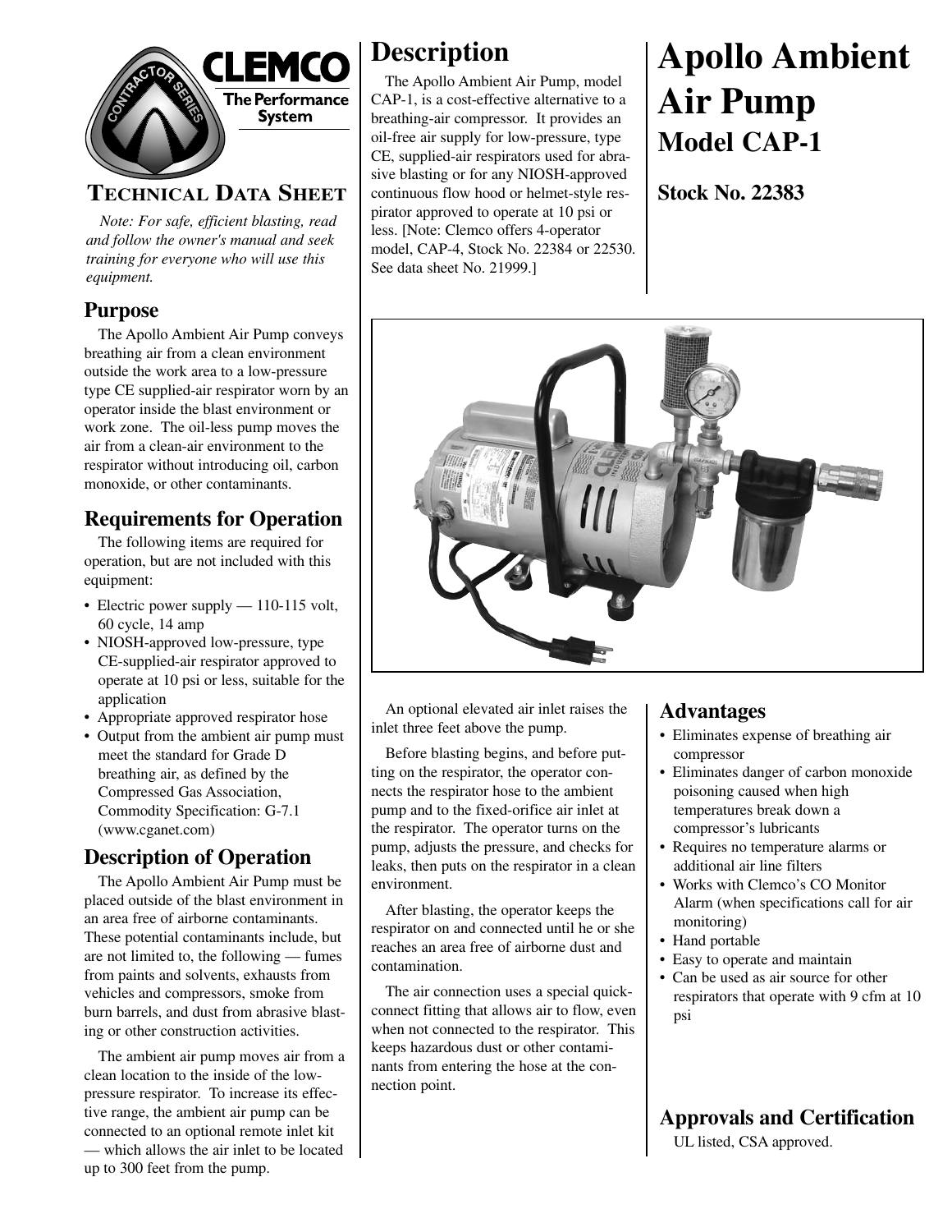# Apollo Ambient Air Pump

## Model CAP-1

**Stock No. 22383**

CLEMCO
The Performance System

**TECHNICAL DATA SHEET**

*Note: For safe, efficient blasting, read and follow the owner's manual and seek training for everyone who will use this equipment.*

## Purpose

The Apollo Ambient Air Pump conveys breathing air from a clean environment outside the work area to a low-pressure type CE supplied-air respirator worn by an operator inside the blast environment or work zone. The oil-less pump moves the air from a clean-air environment to the respirator without introducing oil, carbon monoxide, or other contaminants.

## Requirements for Operation

The following items are required for operation, but are not included with this equipment:

- Electric power supply — 110-115 volt, 60 cycle, 14 amp
- NIOSH-approved low-pressure, type CE-supplied-air respirator approved to operate at 10 psi or less, suitable for the application
- Appropriate approved respirator hose
- Output from the ambient air pump must meet the standard for Grade D breathing air, as defined by the Compressed Gas Association, Commodity Specification: G-7.1 (www.cganet.com)

## Description of Operation

The Apollo Ambient Air Pump must be placed outside of the blast environment in an area free of airborne contaminants. These potential contaminants include, but are not limited to, the following — fumes from paints and solvents, exhausts from vehicles and compressors, smoke from burn barrels, and dust from abrasive blasting or other construction activities.

The ambient air pump moves air from a clean location to the inside of the low-pressure respirator. To increase its effective range, the ambient air pump can be connected to an optional remote inlet kit — which allows the air inlet to be located up to 300 feet from the pump.

## Description

The Apollo Ambient Air Pump, model CAP-1, is a cost-effective alternative to a breathing-air compressor. It provides an oil-free air supply for low-pressure, type CE, supplied-air respirators used for abrasive blasting or for any NIOSH-approved continuous flow hood or helmet-style respirator approved to operate at 10 psi or less. [Note: Clemco offers 4-operator model, CAP-4, Stock No. 22384 or 22530. See data sheet No. 21999.]

An optional elevated air inlet raises the inlet three feet above the pump.

Before blasting begins, and before putting on the respirator, the operator connects the respirator hose to the ambient pump and to the fixed-orifice air inlet at the respirator. The operator turns on the pump, adjusts the pressure, and checks for leaks, then puts on the respirator in a clean environment.

After blasting, the operator keeps the respirator on and connected until he or she reaches an area free of airborne dust and contamination.

The air connection uses a special quick-connect fitting that allows air to flow, even when not connected to the respirator. This keeps hazardous dust or other contaminants from entering the hose at the connection point.

## Advantages

- Eliminates expense of breathing air compressor
- Eliminates danger of carbon monoxide poisoning caused when high temperatures break down a compressor's lubricants
- Requires no temperature alarms or additional air line filters
- Works with Clemco's CO Monitor Alarm (when specifications call for air monitoring)
- Hand portable
- Easy to operate and maintain
- Can be used as air source for other respirators that operate with 9 cfm at 10 psi

## Approvals and Certification

UL listed, CSA approved.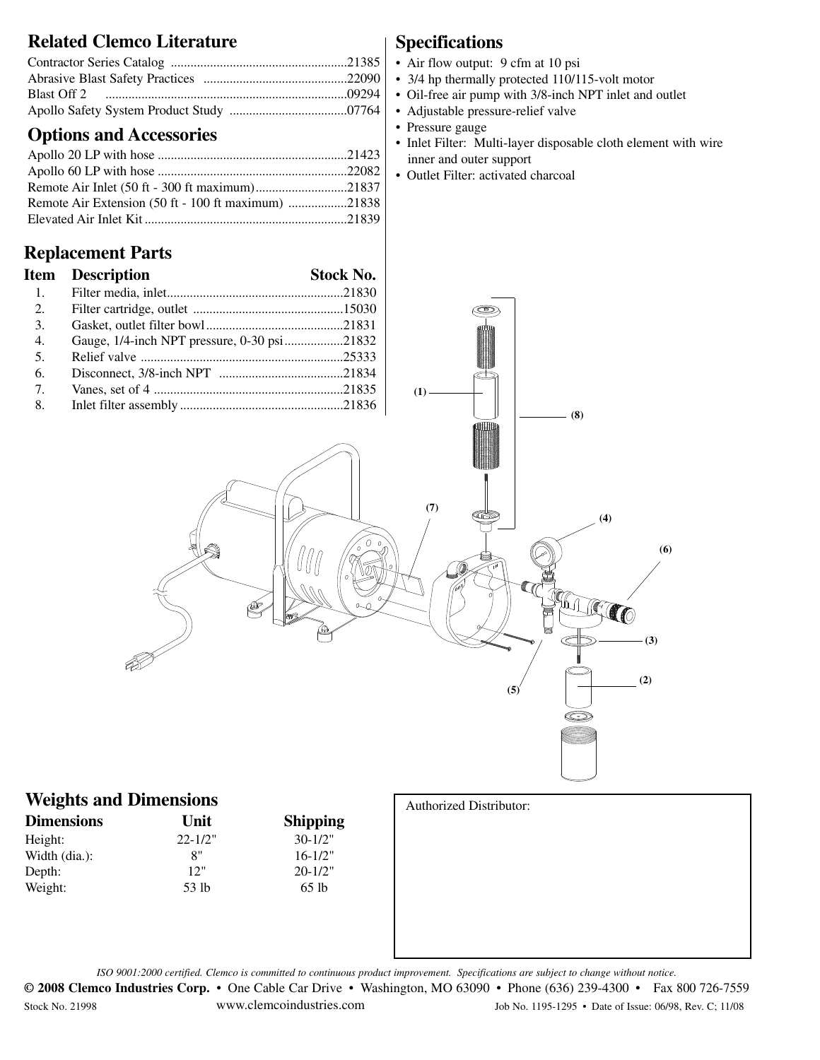## Related Clemco Literature

| | |
|---|---|
| Contractor Series Catalog | 21385 |
| Abrasive Blast Safety Practices | 22090 |
| Blast Off 2 | 09294 |
| Apollo Safety System Product Study | 07764 |

## Options and Accessories

| | |
|---|---|
| Apollo 20 LP with hose | 21423 |
| Apollo 60 LP with hose | 22082 |
| Remote Air Inlet (50 ft - 300 ft maximum) | 21837 |
| Remote Air Extension (50 ft - 100 ft maximum) | 21838 |
| Elevated Air Inlet Kit | 21839 |

## Replacement Parts

| Item | Description | Stock No. |
|---|---|---|
| 1. | Filter media, inlet | 21830 |
| 2. | Filter cartridge, outlet | 15030 |
| 3. | Gasket, outlet filter bowl | 21831 |
| 4. | Gauge, 1/4-inch NPT pressure, 0-30 psi | 21832 |
| 5. | Relief valve | 25333 |
| 6. | Disconnect, 3/8-inch NPT | 21834 |
| 7. | Vanes, set of 4 | 21835 |
| 8. | Inlet filter assembly | 21836 |

## Specifications

- Air flow output: 9 cfm at 10 psi
- 3/4 hp thermally protected 110/115-volt motor
- Oil-free air pump with 3/8-inch NPT inlet and outlet
- Adjustable pressure-relief valve
- Pressure gauge
- Inlet Filter: Multi-layer disposable cloth element with wire inner and outer support
- Outlet Filter: activated charcoal

(1)
(2)
(3)
(4)
(5)
(6)
(7)
(8)

## Weights and Dimensions

| Dimensions | Unit | Shipping |
|---|---|---|
| Height: | 22-1/2" | 30-1/2" |
| Width (dia.): | 8" | 16-1/2" |
| Depth: | 12" | 20-1/2" |
| Weight: | 53 lb | 65 lb |

Authorized Distributor:

*ISO 9001:2000 certified. Clemco is committed to continuous product improvement. Specifications are subject to change without notice.*

**© 2008 Clemco Industries Corp.** • One Cable Car Drive • Washington, MO 63090 • Phone (636) 239-4300 • Fax 800 726-7559

Stock No. 21998 www.clemcoindustries.com Job No. 1195-1295 • Date of Issue: 06/98, Rev. C; 11/08